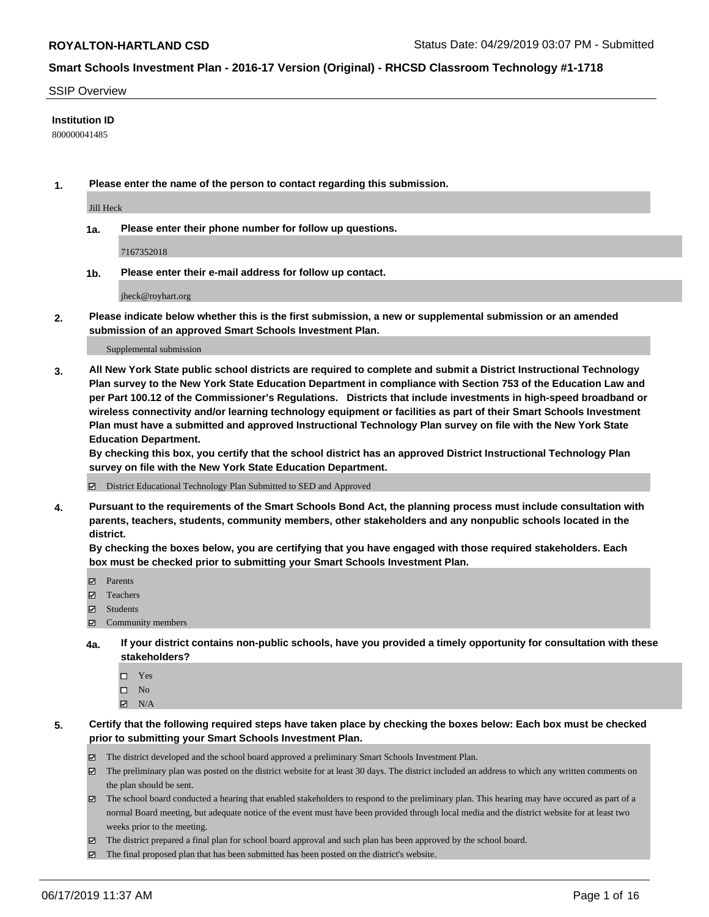**ROYALTON-HARTLAND CSD** Status Date: 04/29/2019 03:07 PM - Submitted

## Smart Schools Investment Plan - 2016-17 Version (Original) - RHCSD Classroom Technology #1-1718

SSIP Overview

**Institution ID**

800000041485

**1. Please enter the name of the person to contact regarding this submission.**

Jill Heck

**1a. Please enter their phone number for follow up questions.**

7167352018

**1b. Please enter their e-mail address for follow up contact.**

jheck@royhart.org

**2. Please indicate below whether this is the first submission, a new or supplemental submission or an amended submission of an approved Smart Schools Investment Plan.**

Supplemental submission

**3. All New York State public school districts are required to complete and submit a District Instructional Technology Plan survey to the New York State Education Department in compliance with Section 753 of the Education Law and per Part 100.12 of the Commissioner's Regulations. Districts that include investments in high-speed broadband or wireless connectivity and/or learning technology equipment or facilities as part of their Smart Schools Investment Plan must have a submitted and approved Instructional Technology Plan survey on file with the New York State Education Department.**
**By checking this box, you certify that the school district has an approved District Instructional Technology Plan survey on file with the New York State Education Department.**

- [x] District Educational Technology Plan Submitted to SED and Approved

**4. Pursuant to the requirements of the Smart Schools Bond Act, the planning process must include consultation with parents, teachers, students, community members, other stakeholders and any nonpublic schools located in the district.**
**By checking the boxes below, you are certifying that you have engaged with those required stakeholders. Each box must be checked prior to submitting your Smart Schools Investment Plan.**

- [x] Parents
- [x] Teachers
- [x] Students
- [x] Community members

**4a. If your district contains non-public schools, have you provided a timely opportunity for consultation with these stakeholders?**

- [ ] Yes
- [ ] No
- [x] N/A

**5. Certify that the following required steps have taken place by checking the boxes below: Each box must be checked prior to submitting your Smart Schools Investment Plan.**

- [x] The district developed and the school board approved a preliminary Smart Schools Investment Plan.
- [x] The preliminary plan was posted on the district website for at least 30 days. The district included an address to which any written comments on the plan should be sent.
- [x] The school board conducted a hearing that enabled stakeholders to respond to the preliminary plan. This hearing may have occured as part of a normal Board meeting, but adequate notice of the event must have been provided through local media and the district website for at least two weeks prior to the meeting.
- [x] The district prepared a final plan for school board approval and such plan has been approved by the school board.
- [x] The final proposed plan that has been submitted has been posted on the district's website.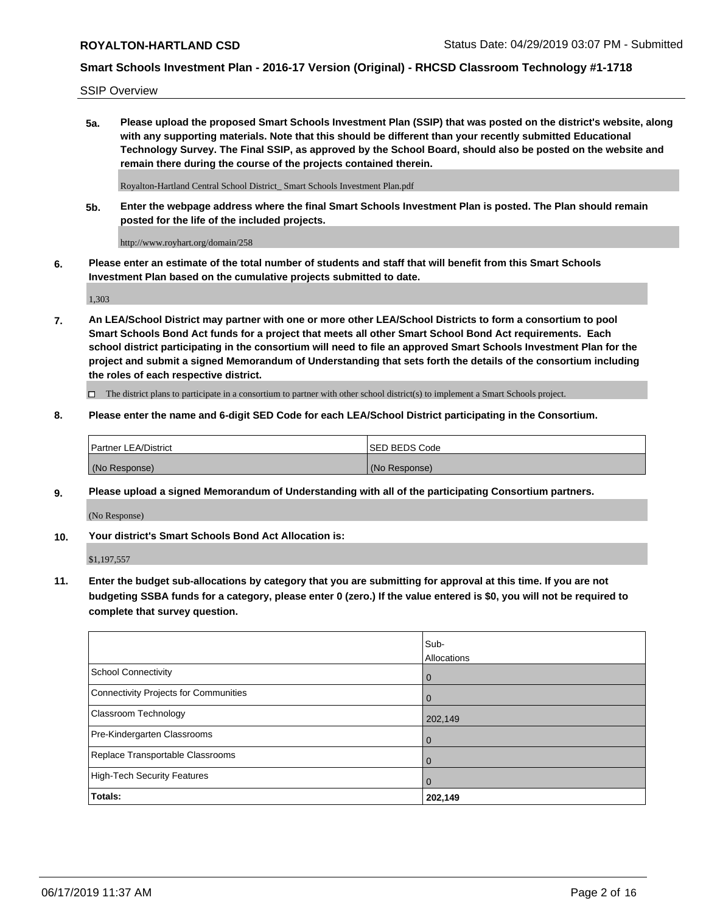SSIP Overview

**5a. Please upload the proposed Smart Schools Investment Plan (SSIP) that was posted on the district's website, along with any supporting materials. Note that this should be different than your recently submitted Educational Technology Survey. The Final SSIP, as approved by the School Board, should also be posted on the website and remain there during the course of the projects contained therein.**

Royalton-Hartland Central School District_ Smart Schools Investment Plan.pdf

**5b. Enter the webpage address where the final Smart Schools Investment Plan is posted. The Plan should remain posted for the life of the included projects.**

http://www.royhart.org/domain/258

**6. Please enter an estimate of the total number of students and staff that will benefit from this Smart Schools Investment Plan based on the cumulative projects submitted to date.**

1,303

**7. An LEA/School District may partner with one or more other LEA/School Districts to form a consortium to pool Smart Schools Bond Act funds for a project that meets all other Smart School Bond Act requirements. Each school district participating in the consortium will need to file an approved Smart Schools Investment Plan for the project and submit a signed Memorandum of Understanding that sets forth the details of the consortium including the roles of each respective district.**

☐ The district plans to participate in a consortium to partner with other school district(s) to implement a Smart Schools project.

**8. Please enter the name and 6-digit SED Code for each LEA/School District participating in the Consortium.**

| Partner LEA/District | SED BEDS Code |
|---|---|
| (No Response) | (No Response) |

**9. Please upload a signed Memorandum of Understanding with all of the participating Consortium partners.**

(No Response)

**10. Your district's Smart Schools Bond Act Allocation is:**

$1,197,557

**11. Enter the budget sub-allocations by category that you are submitting for approval at this time. If you are not budgeting SSBA funds for a category, please enter 0 (zero.) If the value entered is $0, you will not be required to complete that survey question.**

| | Sub-Allocations |
|---|---|
| School Connectivity | 0 |
| Connectivity Projects for Communities | 0 |
| Classroom Technology | 202,149 |
| Pre-Kindergarten Classrooms | 0 |
| Replace Transportable Classrooms | 0 |
| High-Tech Security Features | 0 |
| **Totals:** | **202,149** |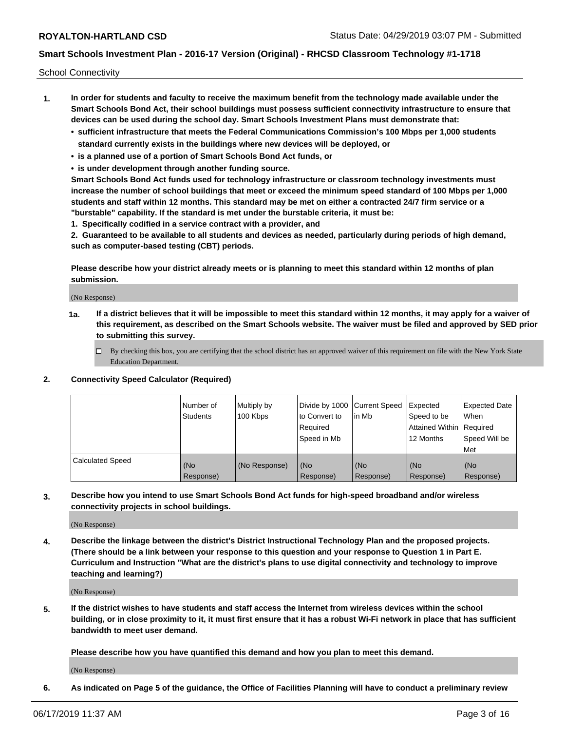School Connectivity

1. **In order for students and faculty to receive the maximum benefit from the technology made available under the Smart Schools Bond Act, their school buildings must possess sufficient connectivity infrastructure to ensure that devices can be used during the school day. Smart Schools Investment Plans must demonstrate that:**
   - **sufficient infrastructure that meets the Federal Communications Commission's 100 Mbps per 1,000 students standard currently exists in the buildings where new devices will be deployed, or**
   - **is a planned use of a portion of Smart Schools Bond Act funds, or**
   - **is under development through another funding source.**

   **Smart Schools Bond Act funds used for technology infrastructure or classroom technology investments must increase the number of school buildings that meet or exceed the minimum speed standard of 100 Mbps per 1,000 students and staff within 12 months. This standard may be met on either a contracted 24/7 firm service or a "burstable" capability. If the standard is met under the burstable criteria, it must be:**

   **1. Specifically codified in a service contract with a provider, and**

   **2. Guaranteed to be available to all students and devices as needed, particularly during periods of high demand, such as computer-based testing (CBT) periods.**

   **Please describe how your district already meets or is planning to meet this standard within 12 months of plan submission.**

   (No Response)

   **1a. If a district believes that it will be impossible to meet this standard within 12 months, it may apply for a waiver of this requirement, as described on the Smart Schools website. The waiver must be filed and approved by SED prior to submitting this survey.**

   ☐ By checking this box, you are certifying that the school district has an approved waiver of this requirement on file with the New York State Education Department.

2. **Connectivity Speed Calculator (Required)**

| | Number of Students | Multiply by 100 Kbps | Divide by 1000 to Convert to Required Speed in Mb | Current Speed in Mb | Expected Speed to be Attained Within 12 Months | Expected Date When Required Speed Will be Met |
|---|---|---|---|---|---|---|
| Calculated Speed | (No Response) | (No Response) | (No Response) | (No Response) | (No Response) | (No Response) |

3. **Describe how you intend to use Smart Schools Bond Act funds for high-speed broadband and/or wireless connectivity projects in school buildings.**

   (No Response)

4. **Describe the linkage between the district's District Instructional Technology Plan and the proposed projects. (There should be a link between your response to this question and your response to Question 1 in Part E. Curriculum and Instruction "What are the district's plans to use digital connectivity and technology to improve teaching and learning?)**

   (No Response)

5. **If the district wishes to have students and staff access the Internet from wireless devices within the school building, or in close proximity to it, it must first ensure that it has a robust Wi-Fi network in place that has sufficient bandwidth to meet user demand.**

   **Please describe how you have quantified this demand and how you plan to meet this demand.**

   (No Response)

6. **As indicated on Page 5 of the guidance, the Office of Facilities Planning will have to conduct a preliminary review**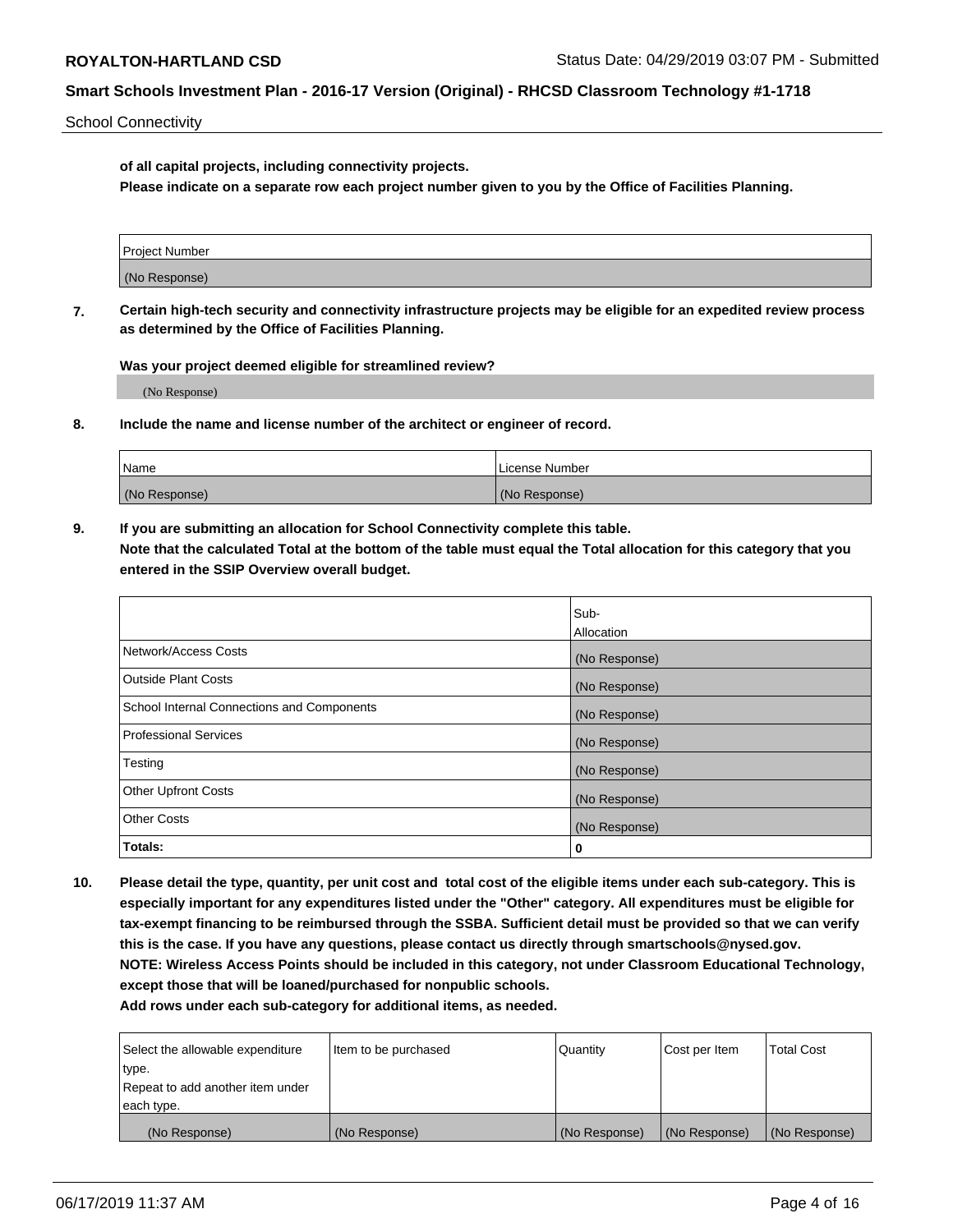School Connectivity

**of all capital projects, including connectivity projects.**
**Please indicate on a separate row each project number given to you by the Office of Facilities Planning.**

| Project Number |
|---|
| (No Response) |

**7. Certain high-tech security and connectivity infrastructure projects may be eligible for an expedited review process as determined by the Office of Facilities Planning.**

**Was your project deemed eligible for streamlined review?**

(No Response)

**8. Include the name and license number of the architect or engineer of record.**

| Name | License Number |
|---|---|
| (No Response) | (No Response) |

**9. If you are submitting an allocation for School Connectivity complete this table.**
**Note that the calculated Total at the bottom of the table must equal the Total allocation for this category that you entered in the SSIP Overview overall budget.**

| | Sub-Allocation |
|---|---|
| Network/Access Costs | (No Response) |
| Outside Plant Costs | (No Response) |
| School Internal Connections and Components | (No Response) |
| Professional Services | (No Response) |
| Testing | (No Response) |
| Other Upfront Costs | (No Response) |
| Other Costs | (No Response) |
| **Totals:** | 0 |

**10. Please detail the type, quantity, per unit cost and total cost of the eligible items under each sub-category. This is especially important for any expenditures listed under the "Other" category. All expenditures must be eligible for tax-exempt financing to be reimbursed through the SSBA. Sufficient detail must be provided so that we can verify this is the case. If you have any questions, please contact us directly through smartschools@nysed.gov.**
**NOTE: Wireless Access Points should be included in this category, not under Classroom Educational Technology, except those that will be loaned/purchased for nonpublic schools.**
**Add rows under each sub-category for additional items, as needed.**

| Select the allowable expenditure type. Repeat to add another item under each type. | Item to be purchased | Quantity | Cost per Item | Total Cost |
|---|---|---|---|---|
| (No Response) | (No Response) | (No Response) | (No Response) | (No Response) |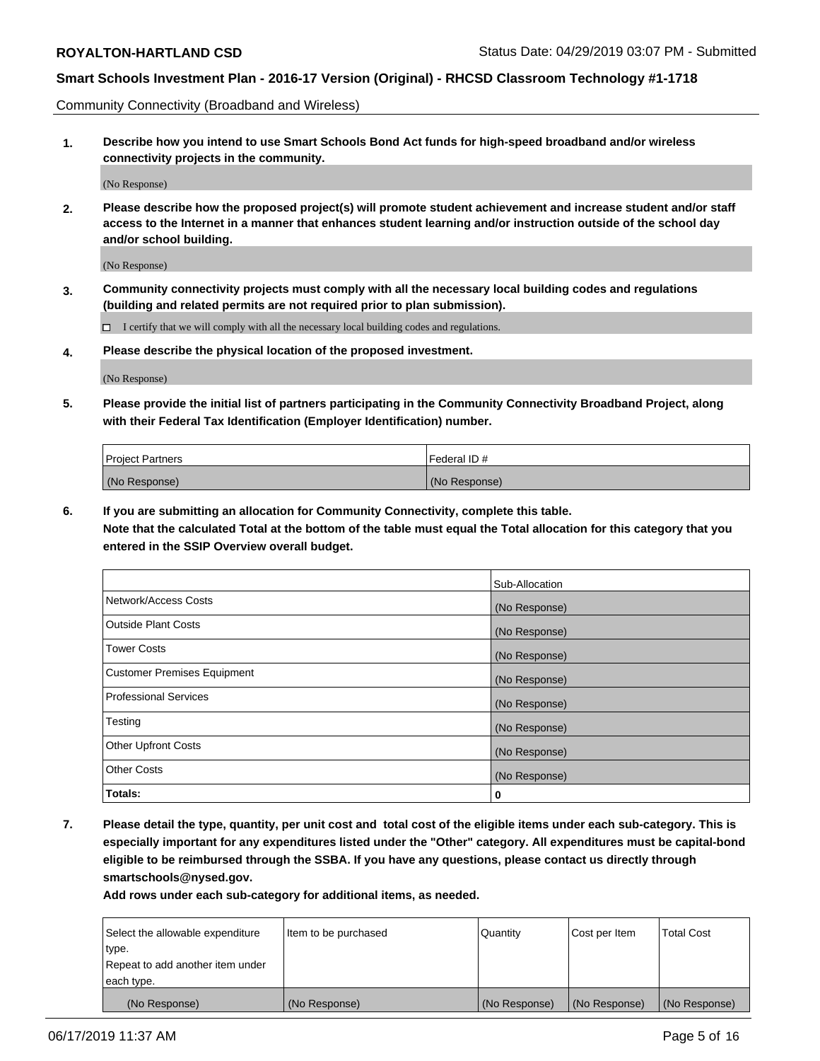Community Connectivity (Broadband and Wireless)

**1. Describe how you intend to use Smart Schools Bond Act funds for high-speed broadband and/or wireless connectivity projects in the community.**

(No Response)

**2. Please describe how the proposed project(s) will promote student achievement and increase student and/or staff access to the Internet in a manner that enhances student learning and/or instruction outside of the school day and/or school building.**

(No Response)

**3. Community connectivity projects must comply with all the necessary local building codes and regulations (building and related permits are not required prior to plan submission).**

☐ I certify that we will comply with all the necessary local building codes and regulations.

**4. Please describe the physical location of the proposed investment.**

(No Response)

**5. Please provide the initial list of partners participating in the Community Connectivity Broadband Project, along with their Federal Tax Identification (Employer Identification) number.**

| Project Partners | Federal ID # |
|---|---|
| (No Response) | (No Response) |

**6. If you are submitting an allocation for Community Connectivity, complete this table. Note that the calculated Total at the bottom of the table must equal the Total allocation for this category that you entered in the SSIP Overview overall budget.**

| | Sub-Allocation |
|---|---|
| Network/Access Costs | (No Response) |
| Outside Plant Costs | (No Response) |
| Tower Costs | (No Response) |
| Customer Premises Equipment | (No Response) |
| Professional Services | (No Response) |
| Testing | (No Response) |
| Other Upfront Costs | (No Response) |
| Other Costs | (No Response) |
| **Totals:** | **0** |

**7. Please detail the type, quantity, per unit cost and total cost of the eligible items under each sub-category. This is especially important for any expenditures listed under the "Other" category. All expenditures must be capital-bond eligible to be reimbursed through the SSBA. If you have any questions, please contact us directly through smartschools@nysed.gov.**

**Add rows under each sub-category for additional items, as needed.**

| Select the allowable expenditure type. Repeat to add another item under each type. | Item to be purchased | Quantity | Cost per Item | Total Cost |
|---|---|---|---|---|
| (No Response) | (No Response) | (No Response) | (No Response) | (No Response) |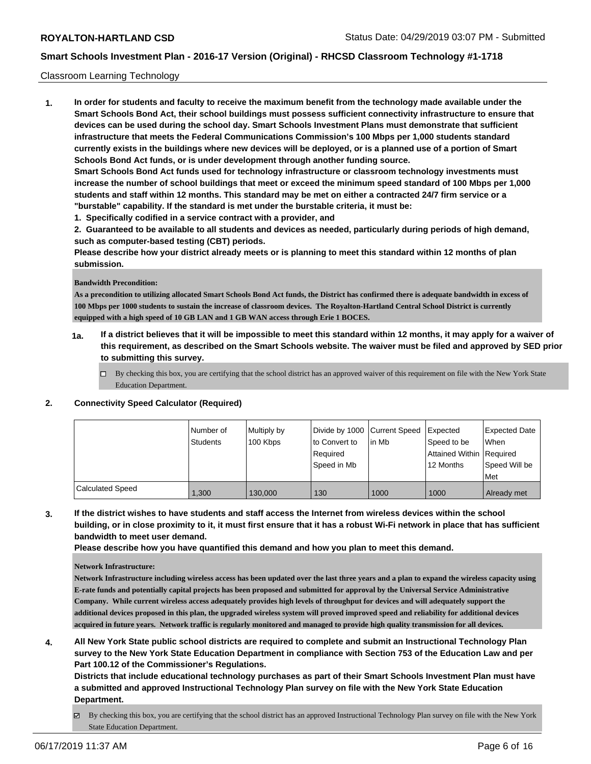Classroom Learning Technology

1. **In order for students and faculty to receive the maximum benefit from the technology made available under the Smart Schools Bond Act, their school buildings must possess sufficient connectivity infrastructure to ensure that devices can be used during the school day. Smart Schools Investment Plans must demonstrate that sufficient infrastructure that meets the Federal Communications Commission's 100 Mbps per 1,000 students standard currently exists in the buildings where new devices will be deployed, or is a planned use of a portion of Smart Schools Bond Act funds, or is under development through another funding source.**

   **Smart Schools Bond Act funds used for technology infrastructure or classroom technology investments must increase the number of school buildings that meet or exceed the minimum speed standard of 100 Mbps per 1,000 students and staff within 12 months. This standard may be met on either a contracted 24/7 firm service or a "burstable" capability. If the standard is met under the burstable criteria, it must be:**

   **1. Specifically codified in a service contract with a provider, and**

   **2. Guaranteed to be available to all students and devices as needed, particularly during periods of high demand, such as computer-based testing (CBT) periods.**

   **Please describe how your district already meets or is planning to meet this standard within 12 months of plan submission.**

   **Bandwidth Precondition:**
   **As a precondition to utilizing allocated Smart Schools Bond Act funds, the District has confirmed there is adequate bandwidth in excess of 100 Mbps per 1000 students to sustain the increase of classroom devices. The Royalton-Hartland Central School District is currently equipped with a high speed of 10 GB LAN and 1 GB WAN access through Erie 1 BOCES.**

   **1a. If a district believes that it will be impossible to meet this standard within 12 months, it may apply for a waiver of this requirement, as described on the Smart Schools website. The waiver must be filed and approved by SED prior to submitting this survey.**

   ☐ By checking this box, you are certifying that the school district has an approved waiver of this requirement on file with the New York State Education Department.

2. **Connectivity Speed Calculator (Required)**

| | Number of Students | Multiply by 100 Kbps | Divide by 1000 to Convert to Required Speed in Mb | Current Speed in Mb | Expected Speed to be Attained Within 12 Months | Expected Date When Required Speed Will be Met |
|---|---|---|---|---|---|---|
| Calculated Speed | 1,300 | 130,000 | 130 | 1000 | 1000 | Already met |

3. **If the district wishes to have students and staff access the Internet from wireless devices within the school building, or in close proximity to it, it must first ensure that it has a robust Wi-Fi network in place that has sufficient bandwidth to meet user demand.**

   **Please describe how you have quantified this demand and how you plan to meet this demand.**

   **Network Infrastructure:**
   **Network Infrastructure including wireless access has been updated over the last three years and a plan to expand the wireless capacity using E-rate funds and potentially capital projects has been proposed and submitted for approval by the Universal Service Administrative Company. While current wireless access adequately provides high levels of throughput for devices and will adequately support the additional devices proposed in this plan, the upgraded wireless system will proved improved speed and reliability for additional devices acquired in future years. Network traffic is regularly monitored and managed to provide high quality transmission for all devices.**

4. **All New York State public school districts are required to complete and submit an Instructional Technology Plan survey to the New York State Education Department in compliance with Section 753 of the Education Law and per Part 100.12 of the Commissioner's Regulations.**

   **Districts that include educational technology purchases as part of their Smart Schools Investment Plan must have a submitted and approved Instructional Technology Plan survey on file with the New York State Education Department.**

   ☑ By checking this box, you are certifying that the school district has an approved Instructional Technology Plan survey on file with the New York State Education Department.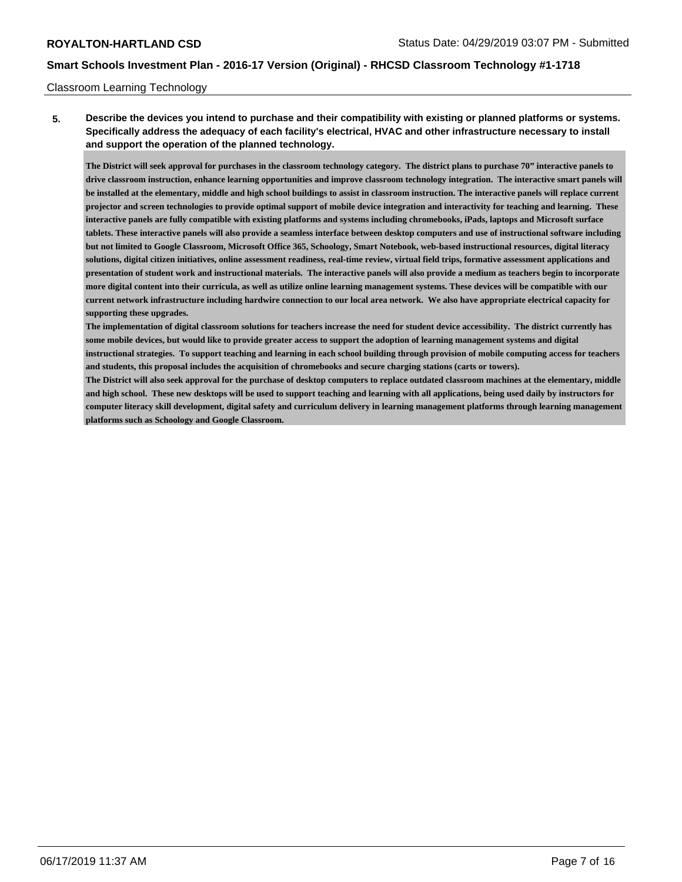Classroom Learning Technology

**5. Describe the devices you intend to purchase and their compatibility with existing or planned platforms or systems. Specifically address the adequacy of each facility's electrical, HVAC and other infrastructure necessary to install and support the operation of the planned technology.**

The District will seek approval for purchases in the classroom technology category. The district plans to purchase 70" interactive panels to drive classroom instruction, enhance learning opportunities and improve classroom technology integration. The interactive smart panels will be installed at the elementary, middle and high school buildings to assist in classroom instruction. The interactive panels will replace current projector and screen technologies to provide optimal support of mobile device integration and interactivity for teaching and learning. These interactive panels are fully compatible with existing platforms and systems including chromebooks, iPads, laptops and Microsoft surface tablets. These interactive panels will also provide a seamless interface between desktop computers and use of instructional software including but not limited to Google Classroom, Microsoft Office 365, Schoology, Smart Notebook, web-based instructional resources, digital literacy solutions, digital citizen initiatives, online assessment readiness, real-time review, virtual field trips, formative assessment applications and presentation of student work and instructional materials. The interactive panels will also provide a medium as teachers begin to incorporate more digital content into their curricula, as well as utilize online learning management systems. These devices will be compatible with our current network infrastructure including hardwire connection to our local area network. We also have appropriate electrical capacity for supporting these upgrades.

The implementation of digital classroom solutions for teachers increase the need for student device accessibility. The district currently has some mobile devices, but would like to provide greater access to support the adoption of learning management systems and digital instructional strategies. To support teaching and learning in each school building through provision of mobile computing access for teachers and students, this proposal includes the acquisition of chromebooks and secure charging stations (carts or towers).

The District will also seek approval for the purchase of desktop computers to replace outdated classroom machines at the elementary, middle and high school. These new desktops will be used to support teaching and learning with all applications, being used daily by instructors for computer literacy skill development, digital safety and curriculum delivery in learning management platforms through learning management platforms such as Schoology and Google Classroom.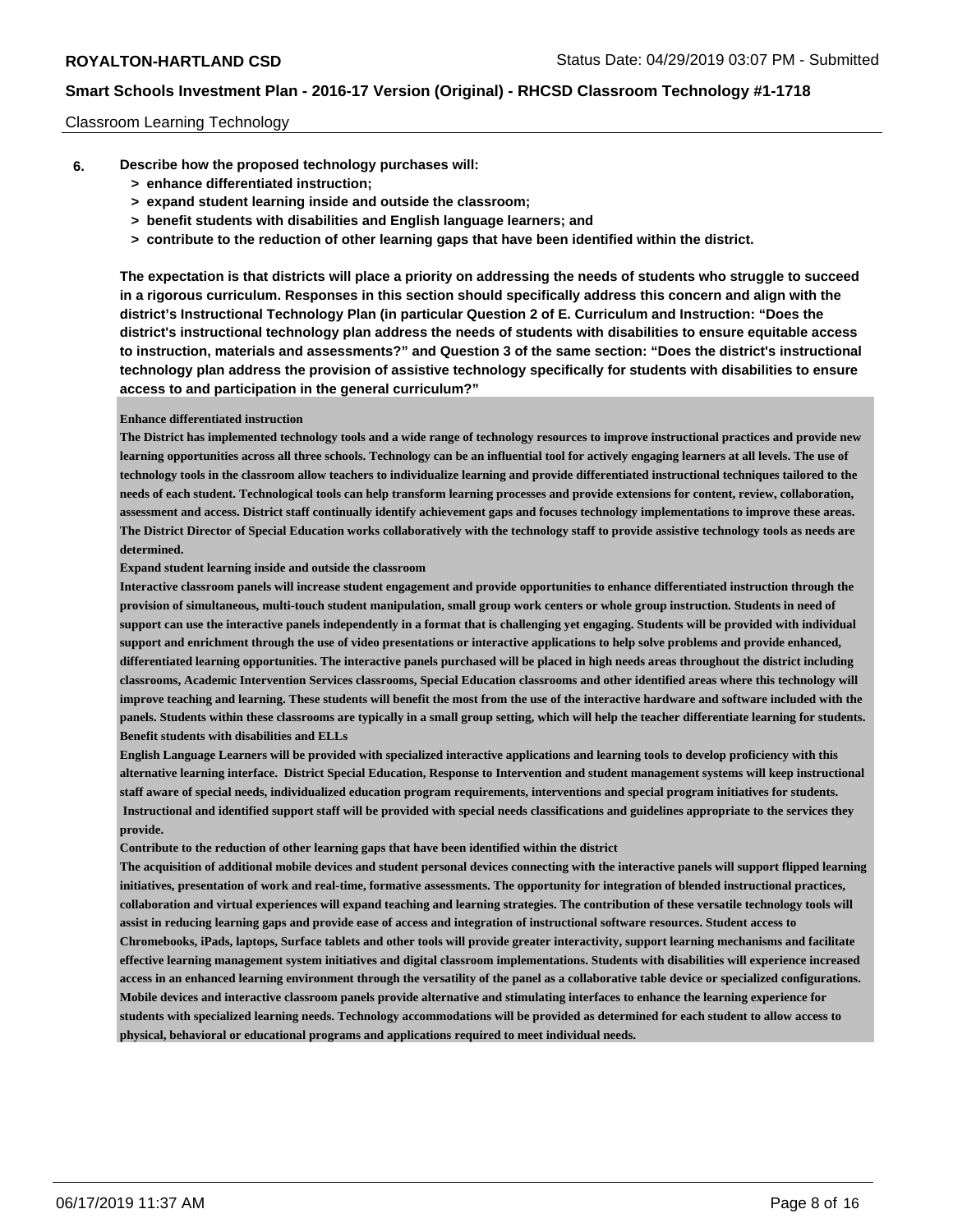Classroom Learning Technology

**6. Describe how the proposed technology purchases will:**
- **> enhance differentiated instruction;**
- **> expand student learning inside and outside the classroom;**
- **> benefit students with disabilities and English language learners; and**
- **> contribute to the reduction of other learning gaps that have been identified within the district.**

**The expectation is that districts will place a priority on addressing the needs of students who struggle to succeed in a rigorous curriculum. Responses in this section should specifically address this concern and align with the district's Instructional Technology Plan (in particular Question 2 of E. Curriculum and Instruction: "Does the district's instructional technology plan address the needs of students with disabilities to ensure equitable access to instruction, materials and assessments?" and Question 3 of the same section: "Does the district's instructional technology plan address the provision of assistive technology specifically for students with disabilities to ensure access to and participation in the general curriculum?"**

**Enhance differentiated instruction**

**The District has implemented technology tools and a wide range of technology resources to improve instructional practices and provide new learning opportunities across all three schools. Technology can be an influential tool for actively engaging learners at all levels. The use of technology tools in the classroom allow teachers to individualize learning and provide differentiated instructional techniques tailored to the needs of each student. Technological tools can help transform learning processes and provide extensions for content, review, collaboration, assessment and access. District staff continually identify achievement gaps and focuses technology implementations to improve these areas. The District Director of Special Education works collaboratively with the technology staff to provide assistive technology tools as needs are determined.**

**Expand student learning inside and outside the classroom**

**Interactive classroom panels will increase student engagement and provide opportunities to enhance differentiated instruction through the provision of simultaneous, multi-touch student manipulation, small group work centers or whole group instruction. Students in need of support can use the interactive panels independently in a format that is challenging yet engaging. Students will be provided with individual support and enrichment through the use of video presentations or interactive applications to help solve problems and provide enhanced, differentiated learning opportunities. The interactive panels purchased will be placed in high needs areas throughout the district including classrooms, Academic Intervention Services classrooms, Special Education classrooms and other identified areas where this technology will improve teaching and learning. These students will benefit the most from the use of the interactive hardware and software included with the panels. Students within these classrooms are typically in a small group setting, which will help the teacher differentiate learning for students.**

**Benefit students with disabilities and ELLs**

**English Language Learners will be provided with specialized interactive applications and learning tools to develop proficiency with this alternative learning interface. District Special Education, Response to Intervention and student management systems will keep instructional staff aware of special needs, individualized education program requirements, interventions and special program initiatives for students. Instructional and identified support staff will be provided with special needs classifications and guidelines appropriate to the services they provide.**

**Contribute to the reduction of other learning gaps that have been identified within the district**

**The acquisition of additional mobile devices and student personal devices connecting with the interactive panels will support flipped learning initiatives, presentation of work and real-time, formative assessments. The opportunity for integration of blended instructional practices, collaboration and virtual experiences will expand teaching and learning strategies. The contribution of these versatile technology tools will assist in reducing learning gaps and provide ease of access and integration of instructional software resources. Student access to Chromebooks, iPads, laptops, Surface tablets and other tools will provide greater interactivity, support learning mechanisms and facilitate effective learning management system initiatives and digital classroom implementations. Students with disabilities will experience increased access in an enhanced learning environment through the versatility of the panel as a collaborative table device or specialized configurations. Mobile devices and interactive classroom panels provide alternative and stimulating interfaces to enhance the learning experience for students with specialized learning needs. Technology accommodations will be provided as determined for each student to allow access to physical, behavioral or educational programs and applications required to meet individual needs.**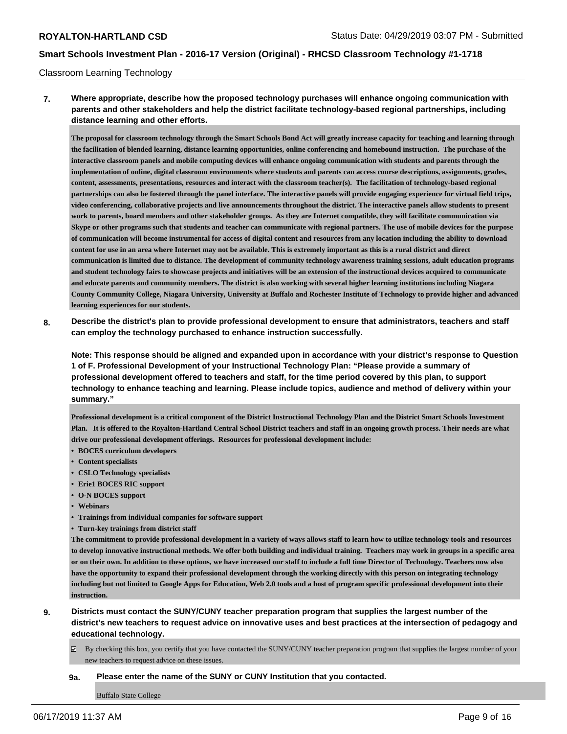Classroom Learning Technology

**7. Where appropriate, describe how the proposed technology purchases will enhance ongoing communication with parents and other stakeholders and help the district facilitate technology-based regional partnerships, including distance learning and other efforts.**

**The proposal for classroom technology through the Smart Schools Bond Act will greatly increase capacity for teaching and learning through the facilitation of blended learning, distance learning opportunities, online conferencing and homebound instruction. The purchase of the interactive classroom panels and mobile computing devices will enhance ongoing communication with students and parents through the implementation of online, digital classroom environments where students and parents can access course descriptions, assignments, grades, content, assessments, presentations, resources and interact with the classroom teacher(s). The facilitation of technology-based regional partnerships can also be fostered through the panel interface. The interactive panels will provide engaging experience for virtual field trips, video conferencing, collaborative projects and live announcements throughout the district. The interactive panels allow students to present work to parents, board members and other stakeholder groups. As they are Internet compatible, they will facilitate communication via Skype or other programs such that students and teacher can communicate with regional partners. The use of mobile devices for the purpose of communication will become instrumental for access of digital content and resources from any location including the ability to download content for use in an area where Internet may not be available. This is extremely important as this is a rural district and direct communication is limited due to distance. The development of community technology awareness training sessions, adult education programs and student technology fairs to showcase projects and initiatives will be an extension of the instructional devices acquired to communicate and educate parents and community members. The district is also working with several higher learning institutions including Niagara County Community College, Niagara University, University at Buffalo and Rochester Institute of Technology to provide higher and advanced learning experiences for our students.**

**8. Describe the district's plan to provide professional development to ensure that administrators, teachers and staff can employ the technology purchased to enhance instruction successfully.**

**Note: This response should be aligned and expanded upon in accordance with your district's response to Question 1 of F. Professional Development of your Instructional Technology Plan: "Please provide a summary of professional development offered to teachers and staff, for the time period covered by this plan, to support technology to enhance teaching and learning. Please include topics, audience and method of delivery within your summary."**

**Professional development is a critical component of the District Instructional Technology Plan and the District Smart Schools Investment Plan. It is offered to the Royalton-Hartland Central School District teachers and staff in an ongoing growth process. Their needs are what drive our professional development offerings. Resources for professional development include:**

- **BOCES curriculum developers**
- **Content specialists**
- **CSLO Technology specialists**
- **Erie1 BOCES RIC support**
- **O-N BOCES support**
- **Webinars**
- **Trainings from individual companies for software support**
- **Turn-key trainings from district staff**

**The commitment to provide professional development in a variety of ways allows staff to learn how to utilize technology tools and resources to develop innovative instructional methods. We offer both building and individual training. Teachers may work in groups in a specific area or on their own. In addition to these options, we have increased our staff to include a full time Director of Technology. Teachers now also have the opportunity to expand their professional development through the working directly with this person on integrating technology including but not limited to Google Apps for Education, Web 2.0 tools and a host of program specific professional development into their instruction.**

**9. Districts must contact the SUNY/CUNY teacher preparation program that supplies the largest number of the district's new teachers to request advice on innovative uses and best practices at the intersection of pedagogy and educational technology.**

☑ By checking this box, you certify that you have contacted the SUNY/CUNY teacher preparation program that supplies the largest number of your new teachers to request advice on these issues.

**9a. Please enter the name of the SUNY or CUNY Institution that you contacted.**

Buffalo State College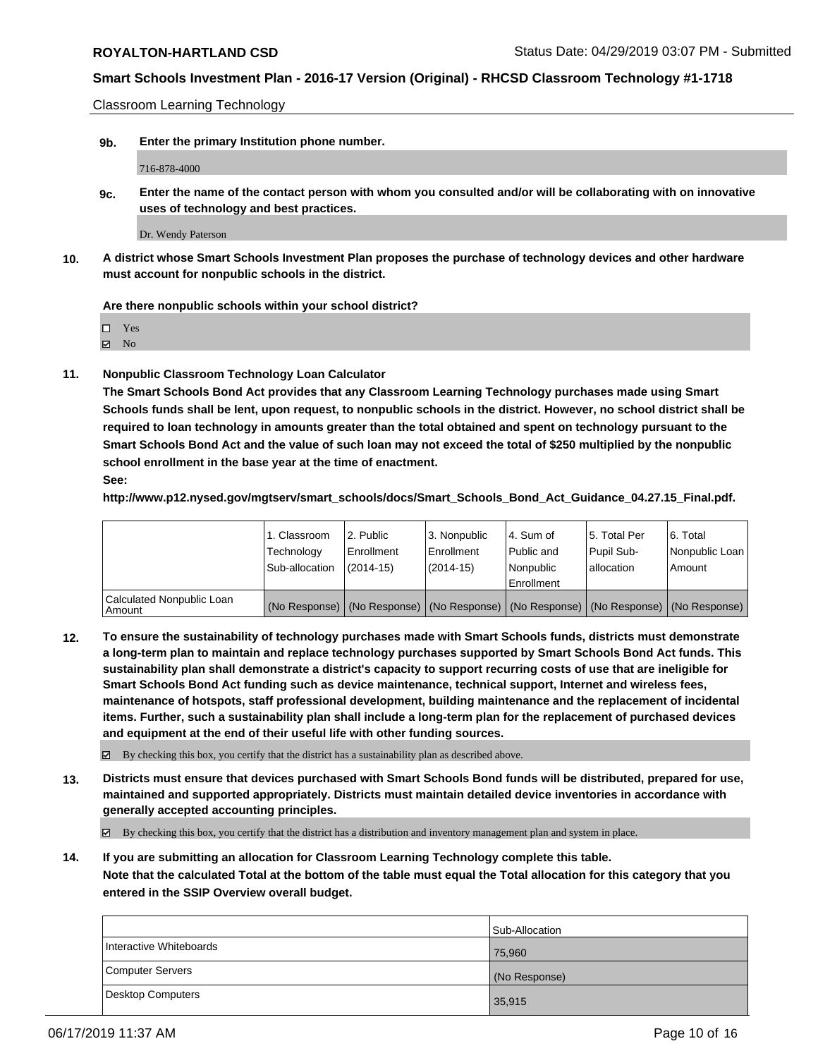Classroom Learning Technology

**9b.** **Enter the primary Institution phone number.**

716-878-4000

**9c.** **Enter the name of the contact person with whom you consulted and/or will be collaborating with on innovative uses of technology and best practices.**

Dr. Wendy Paterson

**10.** **A district whose Smart Schools Investment Plan proposes the purchase of technology devices and other hardware must account for nonpublic schools in the district.**

**Are there nonpublic schools within your school district?**

- ☐ Yes
- ☑ No

**11.** **Nonpublic Classroom Technology Loan Calculator**

**The Smart Schools Bond Act provides that any Classroom Learning Technology purchases made using Smart Schools funds shall be lent, upon request, to nonpublic schools in the district. However, no school district shall be required to loan technology in amounts greater than the total obtained and spent on technology pursuant to the Smart Schools Bond Act and the value of such loan may not exceed the total of $250 multiplied by the nonpublic school enrollment in the base year at the time of enactment.**

**See:**

**http://www.p12.nysed.gov/mgtserv/smart_schools/docs/Smart_Schools_Bond_Act_Guidance_04.27.15_Final.pdf.**

| | 1. Classroom Technology Sub-allocation | 2. Public Enrollment (2014-15) | 3. Nonpublic Enrollment (2014-15) | 4. Sum of Public and Nonpublic Enrollment | 5. Total Per Pupil Sub-allocation | 6. Total Nonpublic Loan Amount |
|---|---|---|---|---|---|---|
| Calculated Nonpublic Loan Amount | (No Response) | (No Response) | (No Response) | (No Response) | (No Response) | (No Response) |

**12.** **To ensure the sustainability of technology purchases made with Smart Schools funds, districts must demonstrate a long-term plan to maintain and replace technology purchases supported by Smart Schools Bond Act funds. This sustainability plan shall demonstrate a district's capacity to support recurring costs of use that are ineligible for Smart Schools Bond Act funding such as device maintenance, technical support, Internet and wireless fees, maintenance of hotspots, staff professional development, building maintenance and the replacement of incidental items. Further, such a sustainability plan shall include a long-term plan for the replacement of purchased devices and equipment at the end of their useful life with other funding sources.**

☑ By checking this box, you certify that the district has a sustainability plan as described above.

**13.** **Districts must ensure that devices purchased with Smart Schools Bond funds will be distributed, prepared for use, maintained and supported appropriately. Districts must maintain detailed device inventories in accordance with generally accepted accounting principles.**

☑ By checking this box, you certify that the district has a distribution and inventory management plan and system in place.

**14.** **If you are submitting an allocation for Classroom Learning Technology complete this table.**
**Note that the calculated Total at the bottom of the table must equal the Total allocation for this category that you entered in the SSIP Overview overall budget.**

| | Sub-Allocation |
|---|---|
| Interactive Whiteboards | 75,960 |
| Computer Servers | (No Response) |
| Desktop Computers | 35,915 |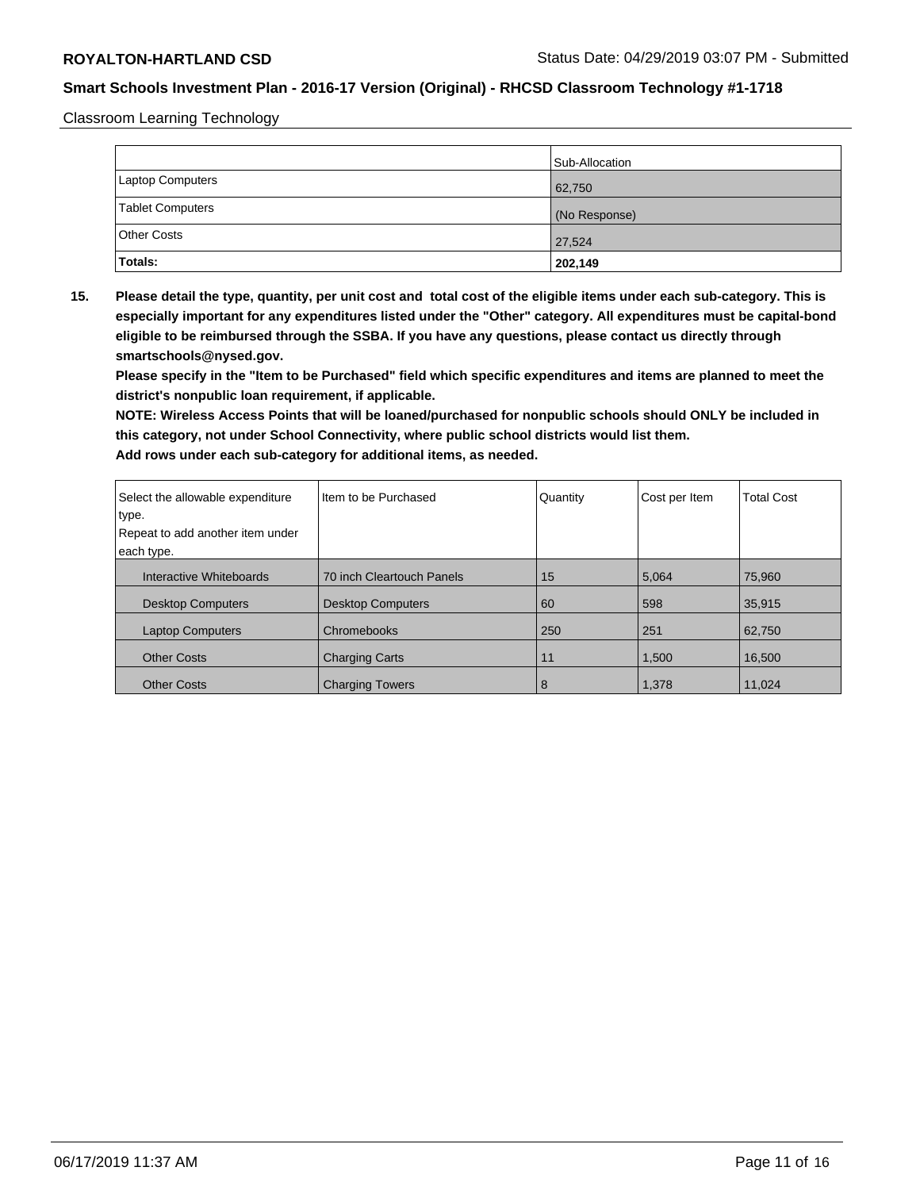Classroom Learning Technology

| | Sub-Allocation |
|---|---|
| Laptop Computers | 62,750 |
| Tablet Computers | (No Response) |
| Other Costs | 27,524 |
| **Totals:** | **202,149** |

**15. Please detail the type, quantity, per unit cost and total cost of the eligible items under each sub-category. This is especially important for any expenditures listed under the "Other" category. All expenditures must be capital-bond eligible to be reimbursed through the SSBA. If you have any questions, please contact us directly through smartschools@nysed.gov.**

**Please specify in the "Item to be Purchased" field which specific expenditures and items are planned to meet the district's nonpublic loan requirement, if applicable.**

**NOTE: Wireless Access Points that will be loaned/purchased for nonpublic schools should ONLY be included in this category, not under School Connectivity, where public school districts would list them.**

**Add rows under each sub-category for additional items, as needed.**

| Select the allowable expenditure type. Repeat to add another item under each type. | Item to be Purchased | Quantity | Cost per Item | Total Cost |
|---|---|---|---|---|
| Interactive Whiteboards | 70 inch Cleartouch Panels | 15 | 5,064 | 75,960 |
| Desktop Computers | Desktop Computers | 60 | 598 | 35,915 |
| Laptop Computers | Chromebooks | 250 | 251 | 62,750 |
| Other Costs | Charging Carts | 11 | 1,500 | 16,500 |
| Other Costs | Charging Towers | 8 | 1,378 | 11,024 |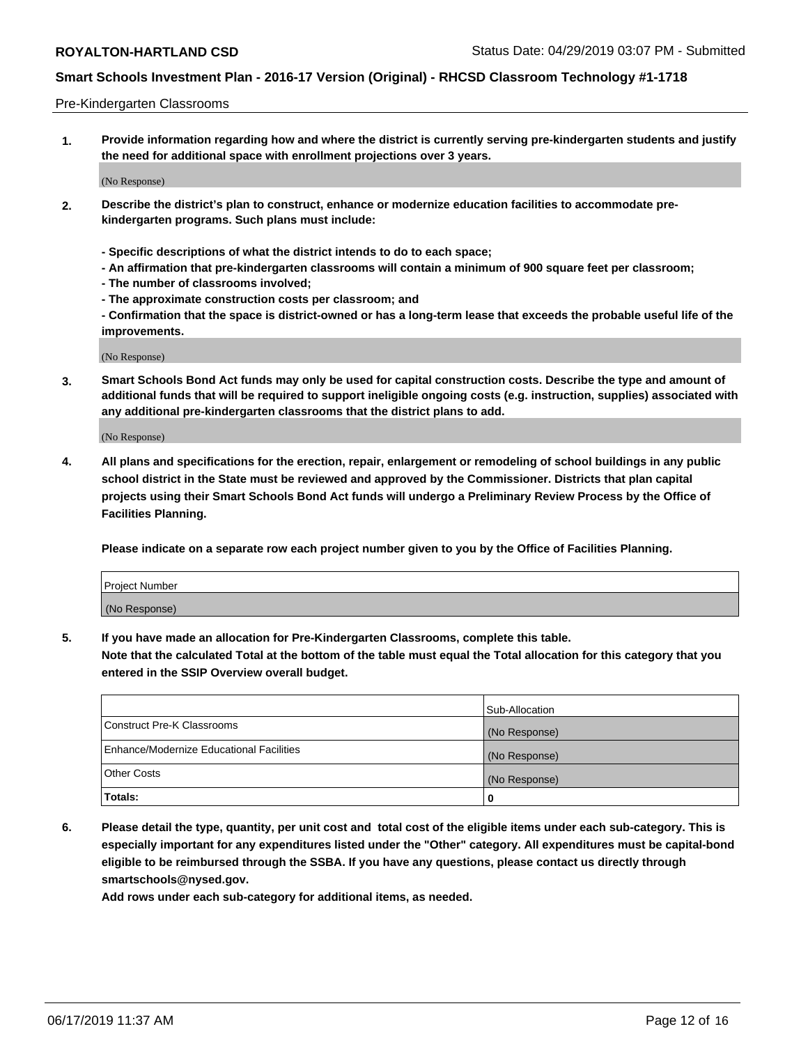Pre-Kindergarten Classrooms

1. **Provide information regarding how and where the district is currently serving pre-kindergarten students and justify the need for additional space with enrollment projections over 3 years.**

   (No Response)

2. **Describe the district's plan to construct, enhance or modernize education facilities to accommodate pre-kindergarten programs. Such plans must include:**

   **- Specific descriptions of what the district intends to do to each space;**
   **- An affirmation that pre-kindergarten classrooms will contain a minimum of 900 square feet per classroom;**
   **- The number of classrooms involved;**
   **- The approximate construction costs per classroom; and**
   **- Confirmation that the space is district-owned or has a long-term lease that exceeds the probable useful life of the improvements.**

   (No Response)

3. **Smart Schools Bond Act funds may only be used for capital construction costs. Describe the type and amount of additional funds that will be required to support ineligible ongoing costs (e.g. instruction, supplies) associated with any additional pre-kindergarten classrooms that the district plans to add.**

   (No Response)

4. **All plans and specifications for the erection, repair, enlargement or remodeling of school buildings in any public school district in the State must be reviewed and approved by the Commissioner. Districts that plan capital projects using their Smart Schools Bond Act funds will undergo a Preliminary Review Process by the Office of Facilities Planning.**

   **Please indicate on a separate row each project number given to you by the Office of Facilities Planning.**

| Project Number |
|---|
| (No Response) |

5. **If you have made an allocation for Pre-Kindergarten Classrooms, complete this table.**
   **Note that the calculated Total at the bottom of the table must equal the Total allocation for this category that you entered in the SSIP Overview overall budget.**

| | Sub-Allocation |
|---|---|
| Construct Pre-K Classrooms | (No Response) |
| Enhance/Modernize Educational Facilities | (No Response) |
| Other Costs | (No Response) |
| **Totals:** | **0** |

6. **Please detail the type, quantity, per unit cost and total cost of the eligible items under each sub-category. This is especially important for any expenditures listed under the "Other" category. All expenditures must be capital-bond eligible to be reimbursed through the SSBA. If you have any questions, please contact us directly through smartschools@nysed.gov.**

   **Add rows under each sub-category for additional items, as needed.**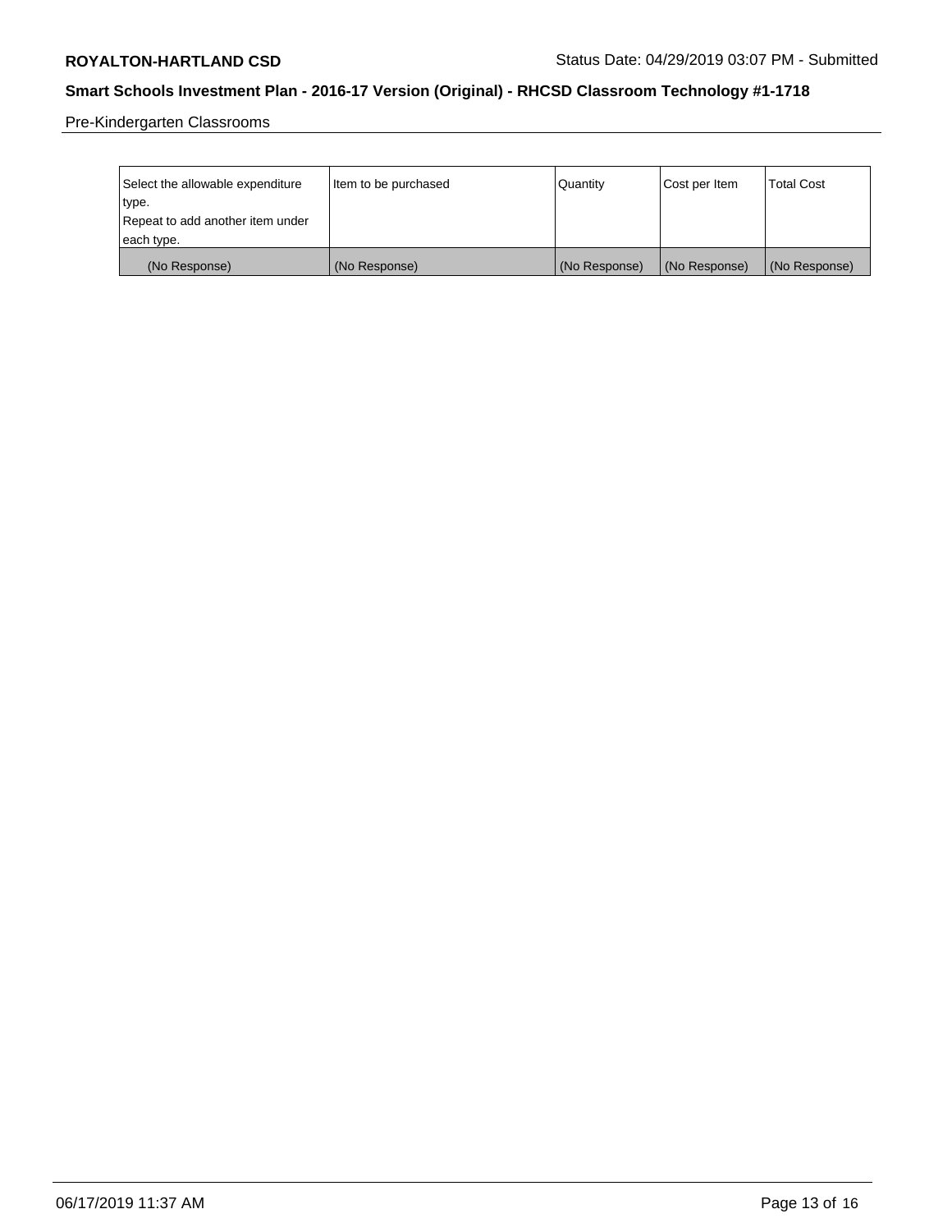Pre-Kindergarten Classrooms

| Select the allowable expenditure type. Repeat to add another item under each type. | Item to be purchased | Quantity | Cost per Item | Total Cost |
| --- | --- | --- | --- | --- |
| (No Response) | (No Response) | (No Response) | (No Response) | (No Response) |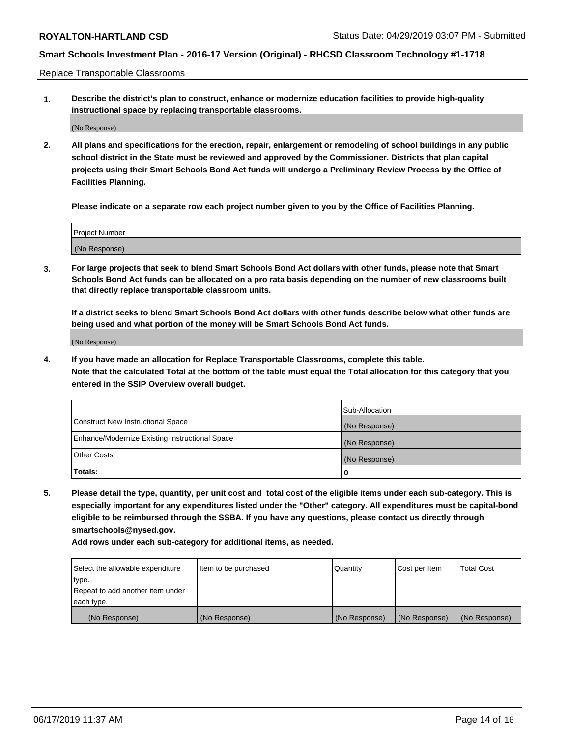Replace Transportable Classrooms

**1. Describe the district's plan to construct, enhance or modernize education facilities to provide high-quality instructional space by replacing transportable classrooms.**

(No Response)

**2. All plans and specifications for the erection, repair, enlargement or remodeling of school buildings in any public school district in the State must be reviewed and approved by the Commissioner. Districts that plan capital projects using their Smart Schools Bond Act funds will undergo a Preliminary Review Process by the Office of Facilities Planning.**

**Please indicate on a separate row each project number given to you by the Office of Facilities Planning.**

| Project Number |
|---|
| (No Response) |

**3. For large projects that seek to blend Smart Schools Bond Act dollars with other funds, please note that Smart Schools Bond Act funds can be allocated on a pro rata basis depending on the number of new classrooms built that directly replace transportable classroom units.**

**If a district seeks to blend Smart Schools Bond Act dollars with other funds describe below what other funds are being used and what portion of the money will be Smart Schools Bond Act funds.**

(No Response)

**4. If you have made an allocation for Replace Transportable Classrooms, complete this table. Note that the calculated Total at the bottom of the table must equal the Total allocation for this category that you entered in the SSIP Overview overall budget.**

| | Sub-Allocation |
|---|---|
| Construct New Instructional Space | (No Response) |
| Enhance/Modernize Existing Instructional Space | (No Response) |
| Other Costs | (No Response) |
| **Totals:** | **0** |

**5. Please detail the type, quantity, per unit cost and total cost of the eligible items under each sub-category. This is especially important for any expenditures listed under the "Other" category. All expenditures must be capital-bond eligible to be reimbursed through the SSBA. If you have any questions, please contact us directly through smartschools@nysed.gov.**

**Add rows under each sub-category for additional items, as needed.**

| Select the allowable expenditure type. Repeat to add another item under each type. | Item to be purchased | Quantity | Cost per Item | Total Cost |
|---|---|---|---|---|
| (No Response) | (No Response) | (No Response) | (No Response) | (No Response) |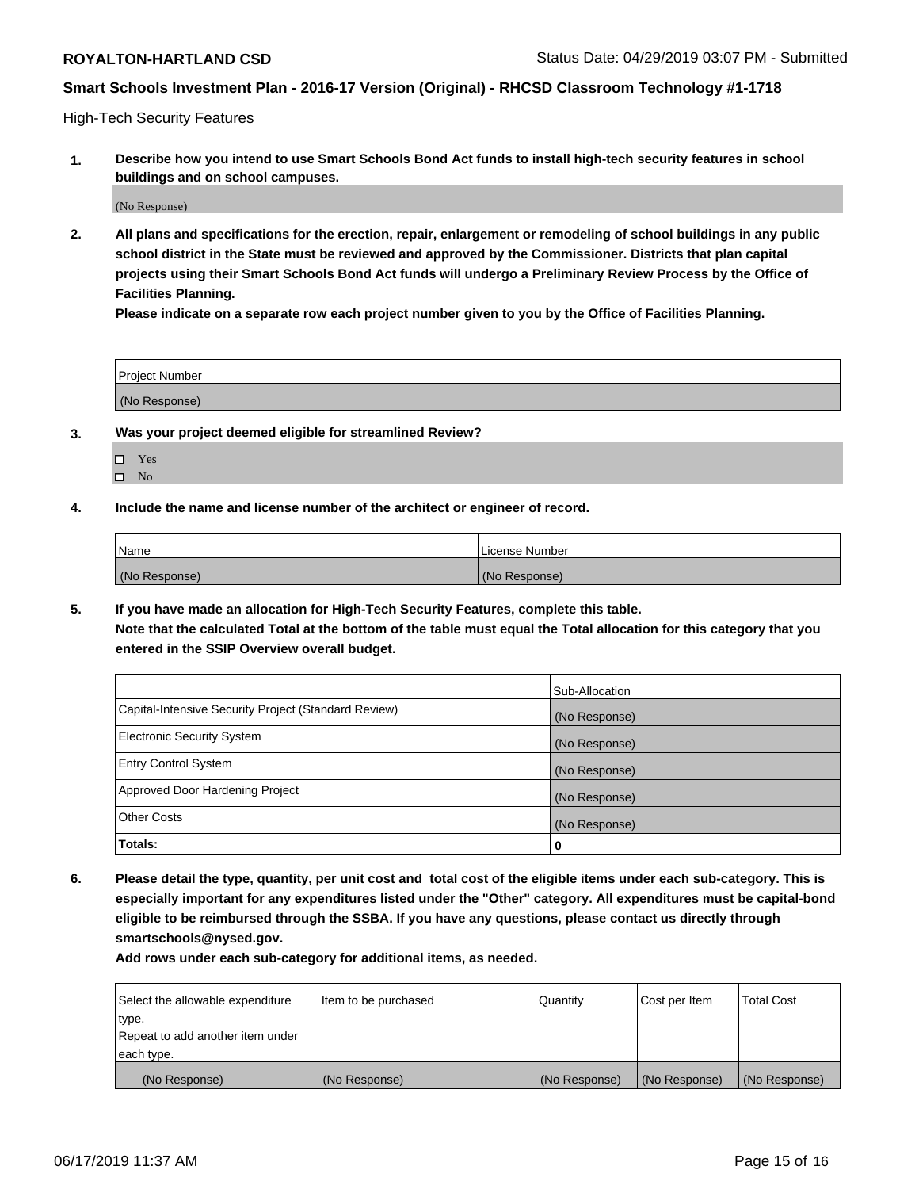High-Tech Security Features

**1. Describe how you intend to use Smart Schools Bond Act funds to install high-tech security features in school buildings and on school campuses.**

(No Response)

**2. All plans and specifications for the erection, repair, enlargement or remodeling of school buildings in any public school district in the State must be reviewed and approved by the Commissioner. Districts that plan capital projects using their Smart Schools Bond Act funds will undergo a Preliminary Review Process by the Office of Facilities Planning.**

**Please indicate on a separate row each project number given to you by the Office of Facilities Planning.**

| Project Number |
| --- |
| (No Response) |

**3. Was your project deemed eligible for streamlined Review?**

- ☐ Yes
- ☐ No

**4. Include the name and license number of the architect or engineer of record.**

| Name | License Number |
| --- | --- |
| (No Response) | (No Response) |

**5. If you have made an allocation for High-Tech Security Features, complete this table.**
**Note that the calculated Total at the bottom of the table must equal the Total allocation for this category that you entered in the SSIP Overview overall budget.**

| | Sub-Allocation |
| --- | --- |
| Capital-Intensive Security Project (Standard Review) | (No Response) |
| Electronic Security System | (No Response) |
| Entry Control System | (No Response) |
| Approved Door Hardening Project | (No Response) |
| Other Costs | (No Response) |
| **Totals:** | **0** |

**6. Please detail the type, quantity, per unit cost and total cost of the eligible items under each sub-category. This is especially important for any expenditures listed under the "Other" category. All expenditures must be capital-bond eligible to be reimbursed through the SSBA. If you have any questions, please contact us directly through smartschools@nysed.gov.**

**Add rows under each sub-category for additional items, as needed.**

| Select the allowable expenditure type. Repeat to add another item under each type. | Item to be purchased | Quantity | Cost per Item | Total Cost |
| --- | --- | --- | --- | --- |
| (No Response) | (No Response) | (No Response) | (No Response) | (No Response) |